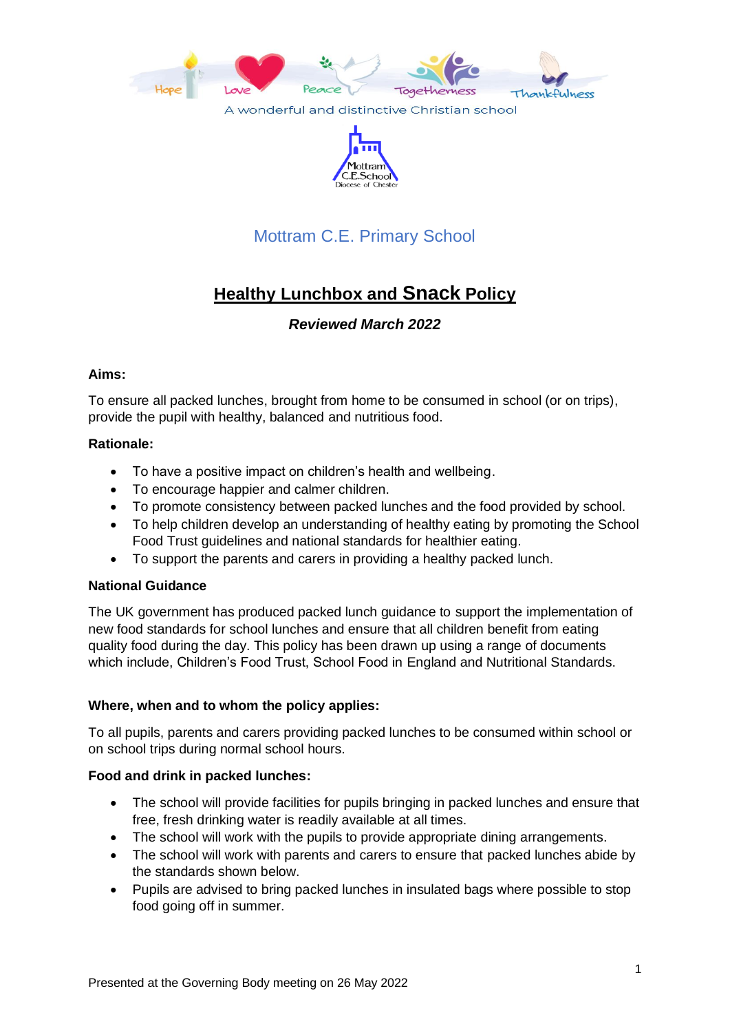Hope Love Peace Togetherness Thankfulness

A wonderful and distinctive Christian school

Mottram C.E.School Diocese of Chester

Mottram C.E. Primary School

# Healthy Lunchbox and Snack Policy

***Reviewed March 2022***

**Aims:**

To ensure all packed lunches, brought from home to be consumed in school (or on trips), provide the pupil with healthy, balanced and nutritious food.

**Rationale:**

- To have a positive impact on children's health and wellbeing.
- To encourage happier and calmer children.
- To promote consistency between packed lunches and the food provided by school.
- To help children develop an understanding of healthy eating by promoting the School Food Trust guidelines and national standards for healthier eating.
- To support the parents and carers in providing a healthy packed lunch.

**National Guidance**

The UK government has produced packed lunch guidance to support the implementation of new food standards for school lunches and ensure that all children benefit from eating quality food during the day. This policy has been drawn up using a range of documents which include, Children's Food Trust, School Food in England and Nutritional Standards.

**Where, when and to whom the policy applies:**

To all pupils, parents and carers providing packed lunches to be consumed within school or on school trips during normal school hours.

**Food and drink in packed lunches:**

- The school will provide facilities for pupils bringing in packed lunches and ensure that free, fresh drinking water is readily available at all times.
- The school will work with the pupils to provide appropriate dining arrangements.
- The school will work with parents and carers to ensure that packed lunches abide by the standards shown below.
- Pupils are advised to bring packed lunches in insulated bags where possible to stop food going off in summer.

Presented at the Governing Body meeting on 26 May 2022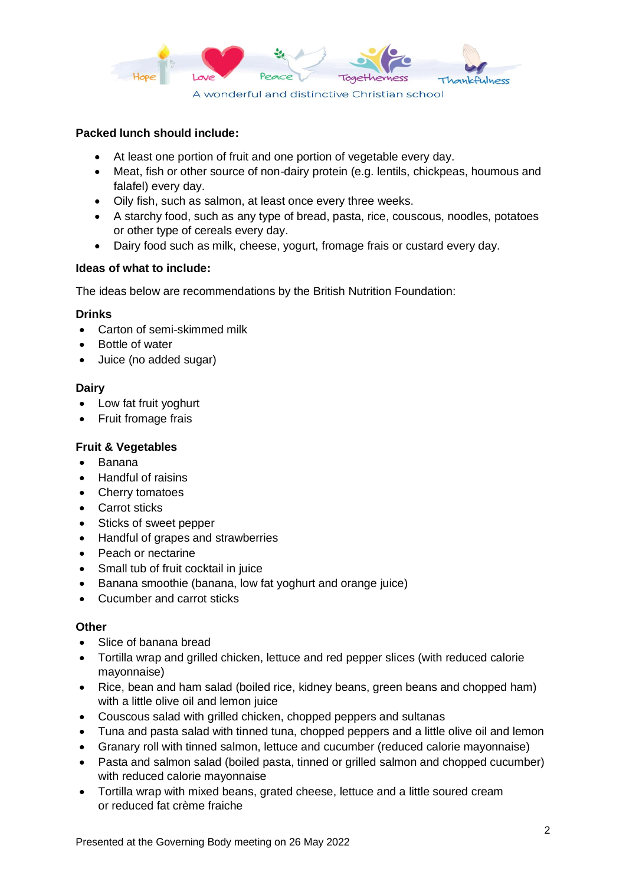**Packed lunch should include:**

- At least one portion of fruit and one portion of vegetable every day.
- Meat, fish or other source of non-dairy protein (e.g. lentils, chickpeas, houmous and falafel) every day.
- Oily fish, such as salmon, at least once every three weeks.
- A starchy food, such as any type of bread, pasta, rice, couscous, noodles, potatoes or other type of cereals every day.
- Dairy food such as milk, cheese, yogurt, fromage frais or custard every day.

**Ideas of what to include:**

The ideas below are recommendations by the British Nutrition Foundation:

**Drinks**

- Carton of semi-skimmed milk
- Bottle of water
- Juice (no added sugar)

**Dairy**

- Low fat fruit yoghurt
- Fruit fromage frais

**Fruit & Vegetables**

- Banana
- Handful of raisins
- Cherry tomatoes
- Carrot sticks
- Sticks of sweet pepper
- Handful of grapes and strawberries
- Peach or nectarine
- Small tub of fruit cocktail in juice
- Banana smoothie (banana, low fat yoghurt and orange juice)
- Cucumber and carrot sticks

**Other**

- Slice of banana bread
- Tortilla wrap and grilled chicken, lettuce and red pepper slices (with reduced calorie mayonnaise)
- Rice, bean and ham salad (boiled rice, kidney beans, green beans and chopped ham) with a little olive oil and lemon juice
- Couscous salad with grilled chicken, chopped peppers and sultanas
- Tuna and pasta salad with tinned tuna, chopped peppers and a little olive oil and lemon
- Granary roll with tinned salmon, lettuce and cucumber (reduced calorie mayonnaise)
- Pasta and salmon salad (boiled pasta, tinned or grilled salmon and chopped cucumber) with reduced calorie mayonnaise
- Tortilla wrap with mixed beans, grated cheese, lettuce and a little soured cream or reduced fat crème fraiche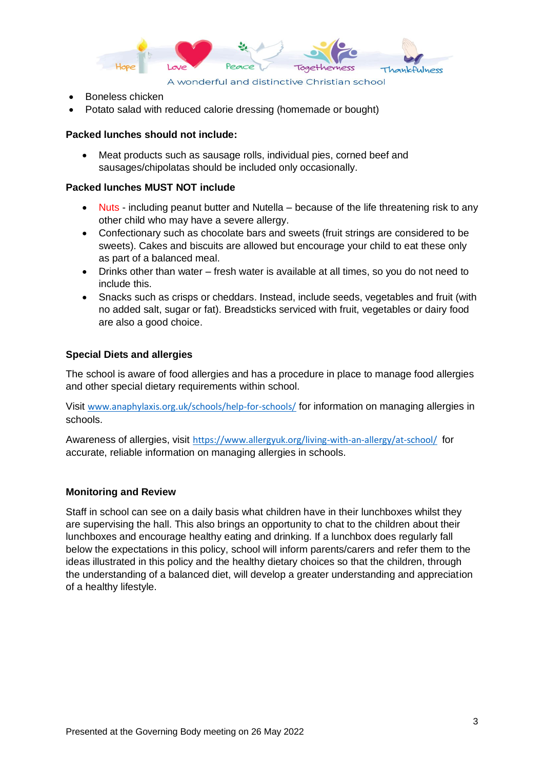- Boneless chicken
- Potato salad with reduced calorie dressing (homemade or bought)

**Packed lunches should not include:**

- Meat products such as sausage rolls, individual pies, corned beef and sausages/chipolatas should be included only occasionally.

**Packed lunches MUST NOT include**

- Nuts - including peanut butter and Nutella – because of the life threatening risk to any other child who may have a severe allergy.
- Confectionary such as chocolate bars and sweets (fruit strings are considered to be sweets). Cakes and biscuits are allowed but encourage your child to eat these only as part of a balanced meal.
- Drinks other than water – fresh water is available at all times, so you do not need to include this.
- Snacks such as crisps or cheddars. Instead, include seeds, vegetables and fruit (with no added salt, sugar or fat). Breadsticks serviced with fruit, vegetables or dairy food are also a good choice.

**Special Diets and allergies**

The school is aware of food allergies and has a procedure in place to manage food allergies and other special dietary requirements within school.

Visit www.anaphylaxis.org.uk/schools/help-for-schools/ for information on managing allergies in schools.

Awareness of allergies, visit https://www.allergyuk.org/living-with-an-allergy/at-school/ for accurate, reliable information on managing allergies in schools.

**Monitoring and Review**

Staff in school can see on a daily basis what children have in their lunchboxes whilst they are supervising the hall. This also brings an opportunity to chat to the children about their lunchboxes and encourage healthy eating and drinking. If a lunchbox does regularly fall below the expectations in this policy, school will inform parents/carers and refer them to the ideas illustrated in this policy and the healthy dietary choices so that the children, through the understanding of a balanced diet, will develop a greater understanding and appreciation of a healthy lifestyle.